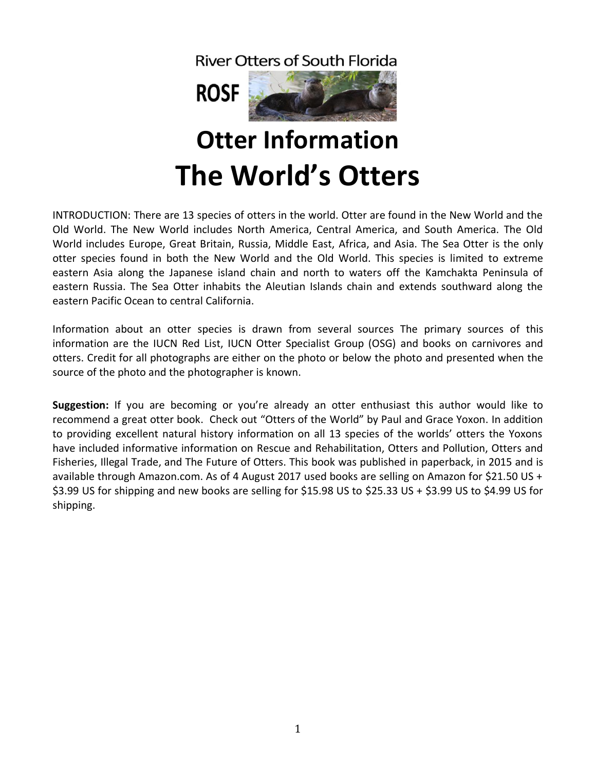River Otters of South Florida

ROSF

# Otter Information
# The World's Otters

INTRODUCTION: There are 13 species of otters in the world. Otter are found in the New World and the Old World. The New World includes North America, Central America, and South America. The Old World includes Europe, Great Britain, Russia, Middle East, Africa, and Asia. The Sea Otter is the only otter species found in both the New World and the Old World. This species is limited to extreme eastern Asia along the Japanese island chain and north to waters off the Kamchakta Peninsula of eastern Russia. The Sea Otter inhabits the Aleutian Islands chain and extends southward along the eastern Pacific Ocean to central California.

Information about an otter species is drawn from several sources The primary sources of this information are the IUCN Red List, IUCN Otter Specialist Group (OSG) and books on carnivores and otters. Credit for all photographs are either on the photo or below the photo and presented when the source of the photo and the photographer is known.

**Suggestion:** If you are becoming or you're already an otter enthusiast this author would like to recommend a great otter book. Check out "Otters of the World" by Paul and Grace Yoxon. In addition to providing excellent natural history information on all 13 species of the worlds' otters the Yoxons have included informative information on Rescue and Rehabilitation, Otters and Pollution, Otters and Fisheries, Illegal Trade, and The Future of Otters. This book was published in paperback, in 2015 and is available through Amazon.com. As of 4 August 2017 used books are selling on Amazon for $21.50 US + $3.99 US for shipping and new books are selling for $15.98 US to $25.33 US + $3.99 US to $4.99 US for shipping.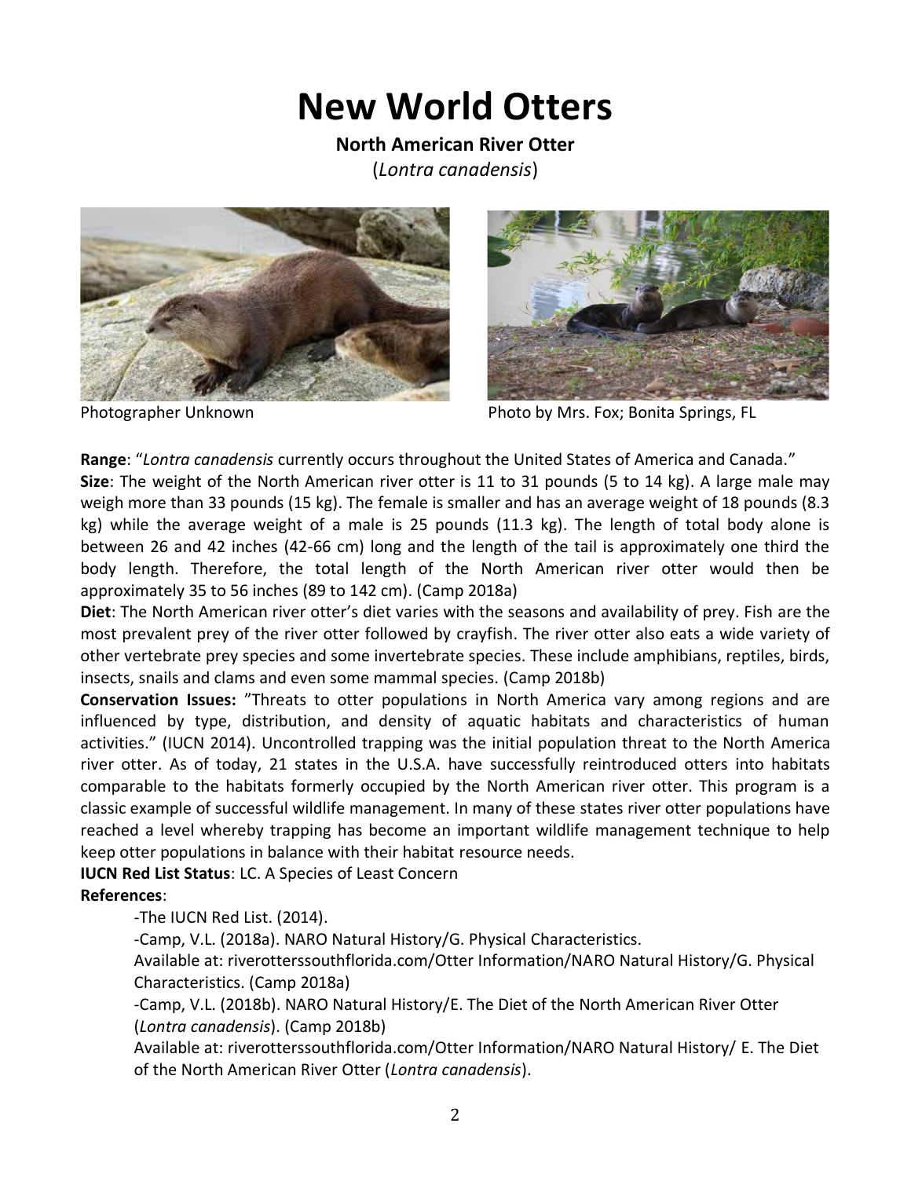# New World Otters

**North American River Otter**

(*Lontra canadensis*)

Photographer Unknown

Photo by Mrs. Fox; Bonita Springs, FL

**Range**: "*Lontra canadensis* currently occurs throughout the United States of America and Canada."

**Size**: The weight of the North American river otter is 11 to 31 pounds (5 to 14 kg). A large male may weigh more than 33 pounds (15 kg). The female is smaller and has an average weight of 18 pounds (8.3 kg) while the average weight of a male is 25 pounds (11.3 kg). The length of total body alone is between 26 and 42 inches (42-66 cm) long and the length of the tail is approximately one third the body length. Therefore, the total length of the North American river otter would then be approximately 35 to 56 inches (89 to 142 cm). (Camp 2018a)

**Diet**: The North American river otter's diet varies with the seasons and availability of prey. Fish are the most prevalent prey of the river otter followed by crayfish. The river otter also eats a wide variety of other vertebrate prey species and some invertebrate species. These include amphibians, reptiles, birds, insects, snails and clams and even some mammal species. (Camp 2018b)

**Conservation Issues:** "Threats to otter populations in North America vary among regions and are influenced by type, distribution, and density of aquatic habitats and characteristics of human activities." (IUCN 2014). Uncontrolled trapping was the initial population threat to the North America river otter. As of today, 21 states in the U.S.A. have successfully reintroduced otters into habitats comparable to the habitats formerly occupied by the North American river otter. This program is a classic example of successful wildlife management. In many of these states river otter populations have reached a level whereby trapping has become an important wildlife management technique to help keep otter populations in balance with their habitat resource needs.

**IUCN Red List Status**: LC. A Species of Least Concern

**References**:

-The IUCN Red List. (2014).

-Camp, V.L. (2018a). NARO Natural History/G. Physical Characteristics. Available at: riverotterssouthflorida.com/Otter Information/NARO Natural History/G. Physical Characteristics. (Camp 2018a)

-Camp, V.L. (2018b). NARO Natural History/E. The Diet of the North American River Otter (*Lontra canadensis*). (Camp 2018b) Available at: riverotterssouthflorida.com/Otter Information/NARO Natural History/ E. The Diet of the North American River Otter (*Lontra canadensis*).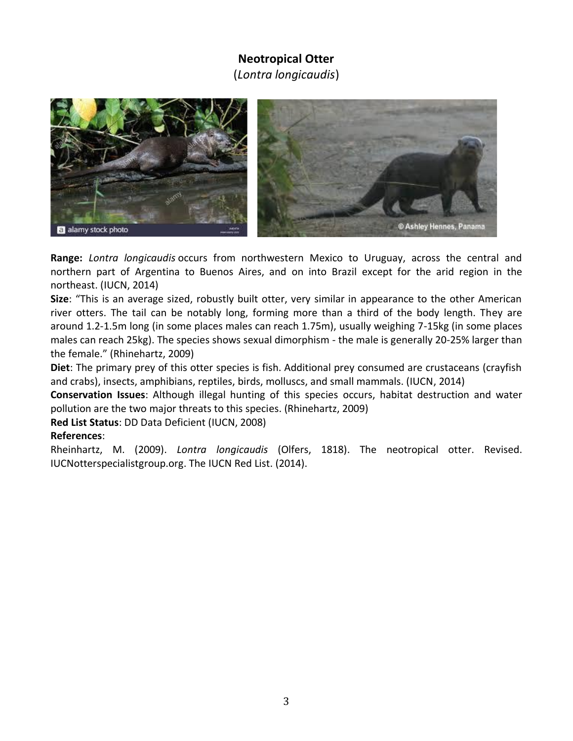**Neotropical Otter**
(*Lontra longicaudis*)

**Range:** *Lontra longicaudis* occurs from northwestern Mexico to Uruguay, across the central and northern part of Argentina to Buenos Aires, and on into Brazil except for the arid region in the northeast. (IUCN, 2014)

**Size**: "This is an average sized, robustly built otter, very similar in appearance to the other American river otters. The tail can be notably long, forming more than a third of the body length. They are around 1.2-1.5m long (in some places males can reach 1.75m), usually weighing 7-15kg (in some places males can reach 25kg). The species shows sexual dimorphism - the male is generally 20-25% larger than the female." (Rhinehartz, 2009)

**Diet**: The primary prey of this otter species is fish. Additional prey consumed are crustaceans (crayfish and crabs), insects, amphibians, reptiles, birds, molluscs, and small mammals. (IUCN, 2014)

**Conservation Issues**: Although illegal hunting of this species occurs, habitat destruction and water pollution are the two major threats to this species. (Rhinehartz, 2009)

**Red List Status**: DD Data Deficient (IUCN, 2008)

**References**:

Rheinhartz, M. (2009). *Lontra longicaudis* (Olfers, 1818). The neotropical otter. Revised. IUCNotterspecialistgroup.org. The IUCN Red List. (2014).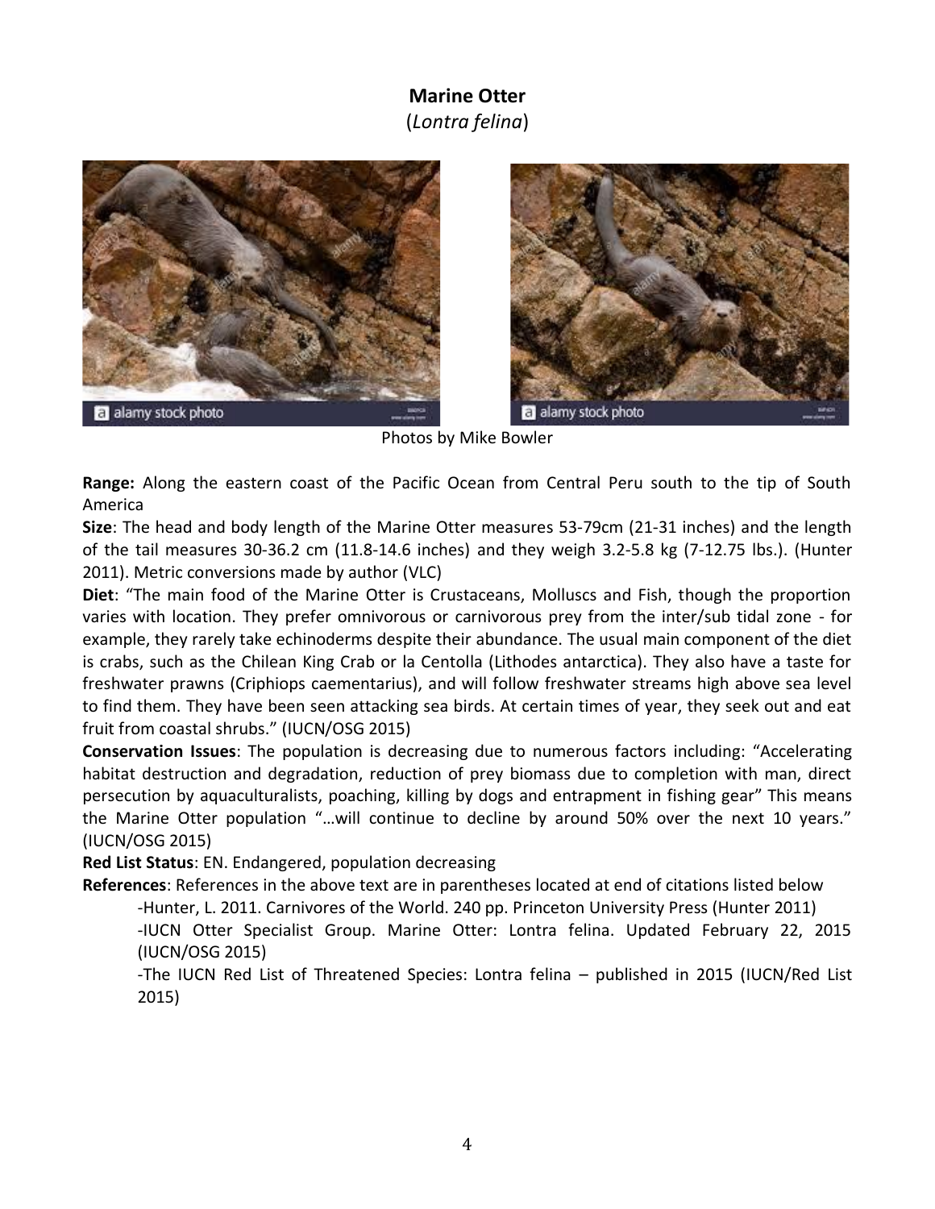**Marine Otter**
(*Lontra felina*)

Photos by Mike Bowler

**Range:** Along the eastern coast of the Pacific Ocean from Central Peru south to the tip of South America

**Size**: The head and body length of the Marine Otter measures 53-79cm (21-31 inches) and the length of the tail measures 30-36.2 cm (11.8-14.6 inches) and they weigh 3.2-5.8 kg (7-12.75 lbs.). (Hunter 2011). Metric conversions made by author (VLC)

**Diet**: "The main food of the Marine Otter is Crustaceans, Molluscs and Fish, though the proportion varies with location. They prefer omnivorous or carnivorous prey from the inter/sub tidal zone - for example, they rarely take echinoderms despite their abundance. The usual main component of the diet is crabs, such as the Chilean King Crab or la Centolla (Lithodes antarctica). They also have a taste for freshwater prawns (Criphiops caementarius), and will follow freshwater streams high above sea level to find them. They have been seen attacking sea birds. At certain times of year, they seek out and eat fruit from coastal shrubs." (IUCN/OSG 2015)

**Conservation Issues**: The population is decreasing due to numerous factors including: "Accelerating habitat destruction and degradation, reduction of prey biomass due to completion with man, direct persecution by aquaculturalists, poaching, killing by dogs and entrapment in fishing gear" This means the Marine Otter population "…will continue to decline by around 50% over the next 10 years." (IUCN/OSG 2015)

**Red List Status**: EN. Endangered, population decreasing

**References**: References in the above text are in parentheses located at end of citations listed below

- Hunter, L. 2011. Carnivores of the World. 240 pp. Princeton University Press (Hunter 2011)
- IUCN Otter Specialist Group. Marine Otter: Lontra felina. Updated February 22, 2015 (IUCN/OSG 2015)
- The IUCN Red List of Threatened Species: Lontra felina – published in 2015 (IUCN/Red List 2015)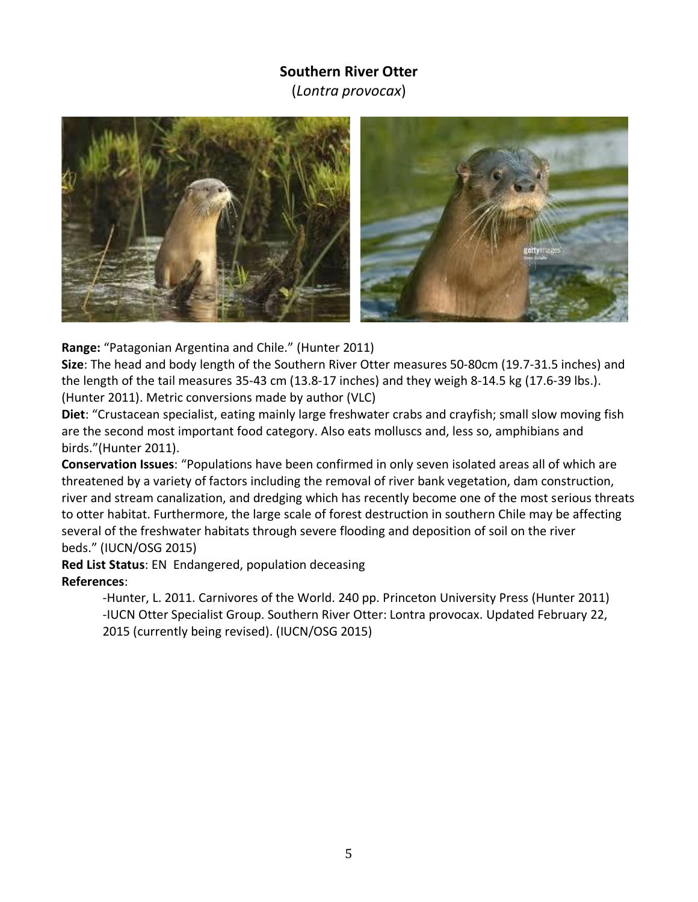# Southern River Otter

(*Lontra provocax*)

**Range:** “Patagonian Argentina and Chile.” (Hunter 2011)

**Size**: The head and body length of the Southern River Otter measures 50-80cm (19.7-31.5 inches) and the length of the tail measures 35-43 cm (13.8-17 inches) and they weigh 8-14.5 kg (17.6-39 lbs.). (Hunter 2011). Metric conversions made by author (VLC)

**Diet**: “Crustacean specialist, eating mainly large freshwater crabs and crayfish; small slow moving fish are the second most important food category. Also eats molluscs and, less so, amphibians and birds.”(Hunter 2011).

**Conservation Issues**: “Populations have been confirmed in only seven isolated areas all of which are threatened by a variety of factors including the removal of river bank vegetation, dam construction, river and stream canalization, and dredging which has recently become one of the most serious threats to otter habitat. Furthermore, the large scale of forest destruction in southern Chile may be affecting several of the freshwater habitats through severe flooding and deposition of soil on the river beds.” (IUCN/OSG 2015)

**Red List Status**: EN Endangered, population deceasing

**References**:

-Hunter, L. 2011. Carnivores of the World. 240 pp. Princeton University Press (Hunter 2011)

-IUCN Otter Specialist Group. Southern River Otter: Lontra provocax. Updated February 22, 2015 (currently being revised). (IUCN/OSG 2015)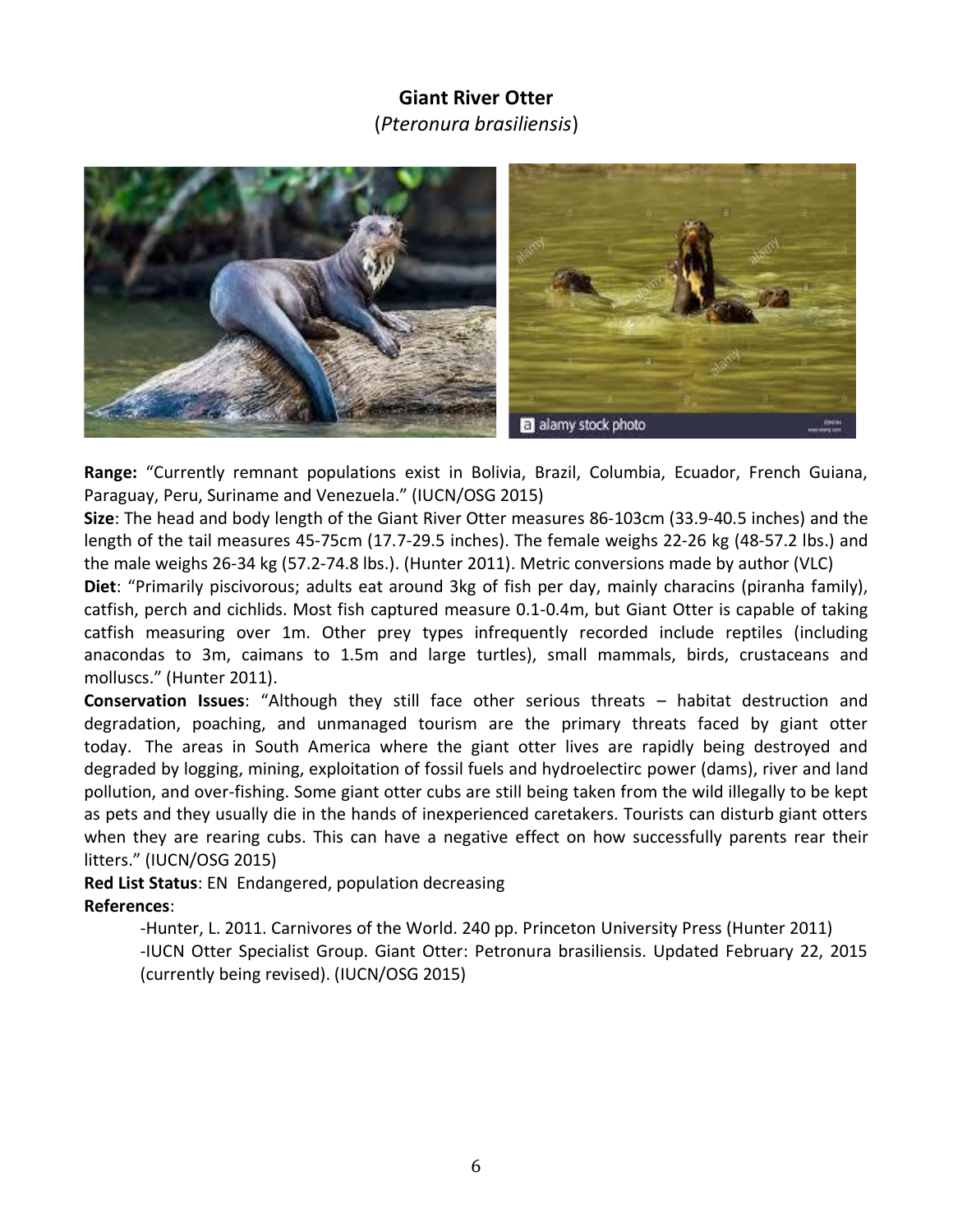# Giant River Otter
(*Pteronura brasiliensis*)

**Range:** "Currently remnant populations exist in Bolivia, Brazil, Columbia, Ecuador, French Guiana, Paraguay, Peru, Suriname and Venezuela." (IUCN/OSG 2015)

**Size**: The head and body length of the Giant River Otter measures 86-103cm (33.9-40.5 inches) and the length of the tail measures 45-75cm (17.7-29.5 inches). The female weighs 22-26 kg (48-57.2 lbs.) and the male weighs 26-34 kg (57.2-74.8 lbs.). (Hunter 2011). Metric conversions made by author (VLC)

**Diet**: "Primarily piscivorous; adults eat around 3kg of fish per day, mainly characins (piranha family), catfish, perch and cichlids. Most fish captured measure 0.1-0.4m, but Giant Otter is capable of taking catfish measuring over 1m. Other prey types infrequently recorded include reptiles (including anacondas to 3m, caimans to 1.5m and large turtles), small mammals, birds, crustaceans and molluscs." (Hunter 2011).

**Conservation Issues**: "Although they still face other serious threats – habitat destruction and degradation, poaching, and unmanaged tourism are the primary threats faced by giant otter today. The areas in South America where the giant otter lives are rapidly being destroyed and degraded by logging, mining, exploitation of fossil fuels and hydroelectirc power (dams), river and land pollution, and over-fishing. Some giant otter cubs are still being taken from the wild illegally to be kept as pets and they usually die in the hands of inexperienced caretakers. Tourists can disturb giant otters when they are rearing cubs. This can have a negative effect on how successfully parents rear their litters." (IUCN/OSG 2015)

**Red List Status**: EN Endangered, population decreasing

**References**:

-Hunter, L. 2011. Carnivores of the World. 240 pp. Princeton University Press (Hunter 2011)

-IUCN Otter Specialist Group. Giant Otter: Petronura brasiliensis. Updated February 22, 2015 (currently being revised). (IUCN/OSG 2015)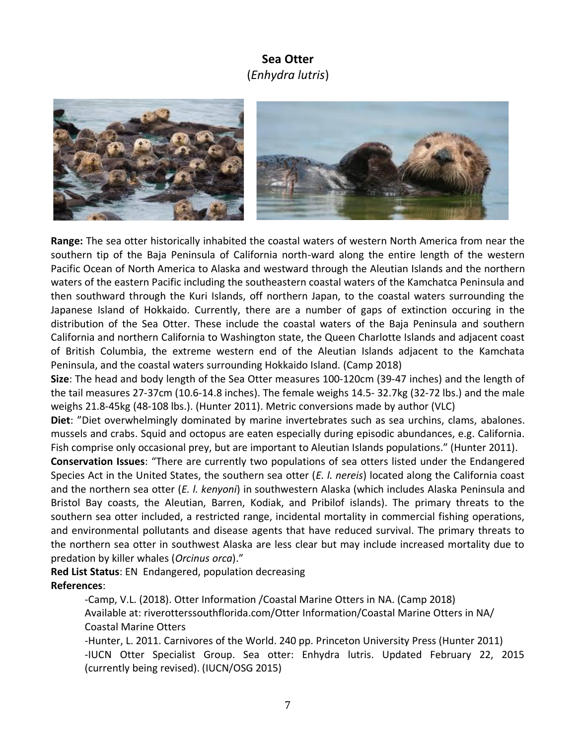# Sea Otter
(*Enhydra lutris*)

**Range:** The sea otter historically inhabited the coastal waters of western North America from near the southern tip of the Baja Peninsula of California north-ward along the entire length of the western Pacific Ocean of North America to Alaska and westward through the Aleutian Islands and the northern waters of the eastern Pacific including the southeastern coastal waters of the Kamchatca Peninsula and then southward through the Kuri Islands, off northern Japan, to the coastal waters surrounding the Japanese Island of Hokkaido. Currently, there are a number of gaps of extinction occuring in the distribution of the Sea Otter. These include the coastal waters of the Baja Peninsula and southern California and northern California to Washington state, the Queen Charlotte Islands and adjacent coast of British Columbia, the extreme western end of the Aleutian Islands adjacent to the Kamchata Peninsula, and the coastal waters surrounding Hokkaido Island. (Camp 2018)

**Size**: The head and body length of the Sea Otter measures 100-120cm (39-47 inches) and the length of the tail measures 27-37cm (10.6-14.8 inches). The female weighs 14.5- 32.7kg (32-72 lbs.) and the male weighs 21.8-45kg (48-108 lbs.). (Hunter 2011). Metric conversions made by author (VLC)

**Diet**: "Diet overwhelmingly dominated by marine invertebrates such as sea urchins, clams, abalones. mussels and crabs. Squid and octopus are eaten especially during episodic abundances, e.g. California. Fish comprise only occasional prey, but are important to Aleutian Islands populations." (Hunter 2011).

**Conservation Issues**: "There are currently two populations of sea otters listed under the Endangered Species Act in the United States, the southern sea otter (*E. l. nereis*) located along the California coast and the northern sea otter (*E. l. kenyoni*) in southwestern Alaska (which includes Alaska Peninsula and Bristol Bay coasts, the Aleutian, Barren, Kodiak, and Pribilof islands). The primary threats to the southern sea otter included, a restricted range, incidental mortality in commercial fishing operations, and environmental pollutants and disease agents that have reduced survival. The primary threats to the northern sea otter in southwest Alaska are less clear but may include increased mortality due to predation by killer whales (*Orcinus orca*)."

**Red List Status**: EN Endangered, population decreasing

**References**:

-Camp, V.L. (2018). Otter Information /Coastal Marine Otters in NA. (Camp 2018) Available at: riverotterssouthflorida.com/Otter Information/Coastal Marine Otters in NA/ Coastal Marine Otters

-Hunter, L. 2011. Carnivores of the World. 240 pp. Princeton University Press (Hunter 2011)

-IUCN Otter Specialist Group. Sea otter: Enhydra lutris. Updated February 22, 2015 (currently being revised). (IUCN/OSG 2015)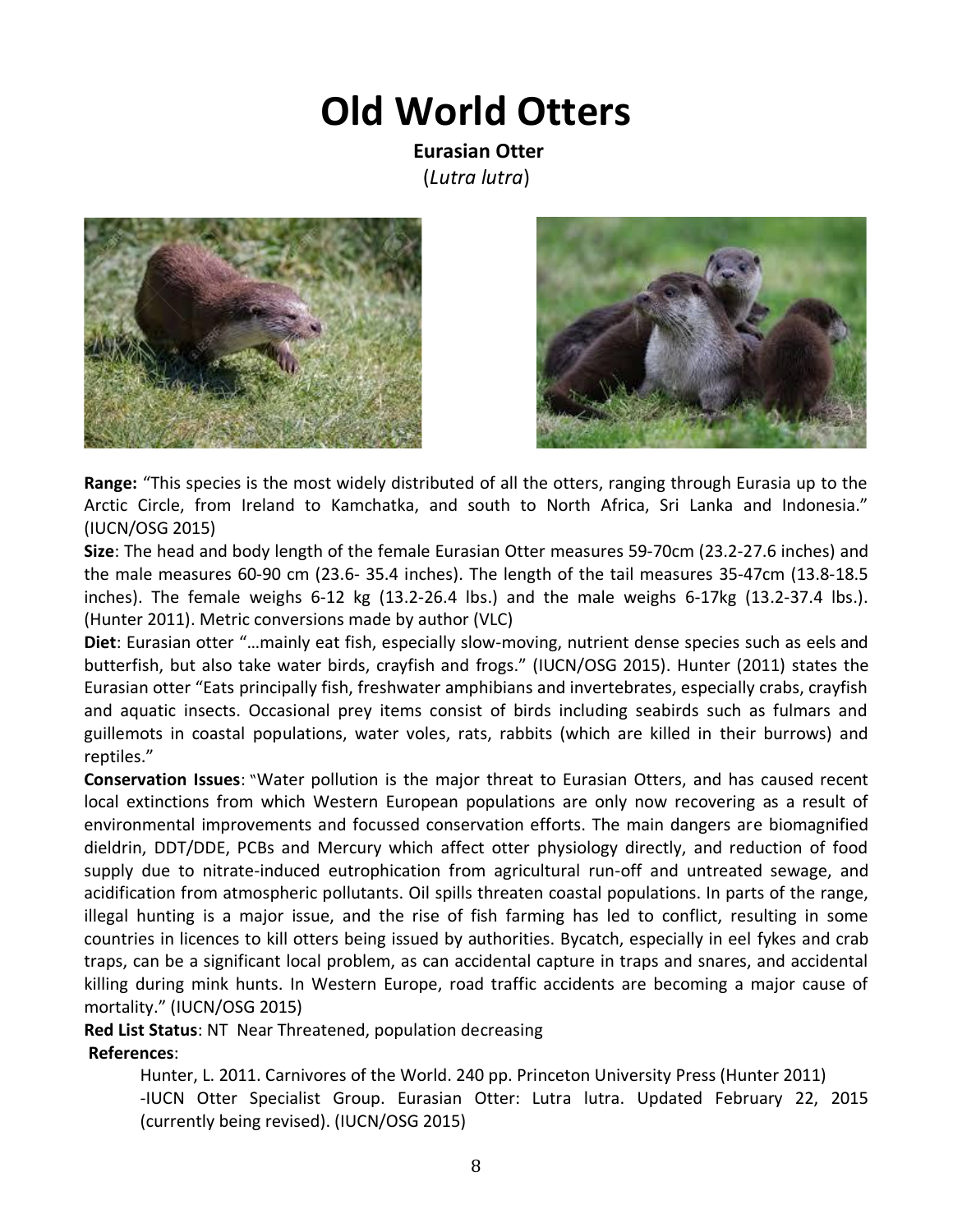# Old World Otters

**Eurasian Otter**

(*Lutra lutra*)

**Range:** "This species is the most widely distributed of all the otters, ranging through Eurasia up to the Arctic Circle, from Ireland to Kamchatka, and south to North Africa, Sri Lanka and Indonesia." (IUCN/OSG 2015)

**Size**: The head and body length of the female Eurasian Otter measures 59-70cm (23.2-27.6 inches) and the male measures 60-90 cm (23.6- 35.4 inches). The length of the tail measures 35-47cm (13.8-18.5 inches). The female weighs 6-12 kg (13.2-26.4 lbs.) and the male weighs 6-17kg (13.2-37.4 lbs.). (Hunter 2011). Metric conversions made by author (VLC)

**Diet**: Eurasian otter "…mainly eat fish, especially slow-moving, nutrient dense species such as eels and butterfish, but also take water birds, crayfish and frogs." (IUCN/OSG 2015). Hunter (2011) states the Eurasian otter "Eats principally fish, freshwater amphibians and invertebrates, especially crabs, crayfish and aquatic insects. Occasional prey items consist of birds including seabirds such as fulmars and guillemots in coastal populations, water voles, rats, rabbits (which are killed in their burrows) and reptiles."

**Conservation Issues**: "Water pollution is the major threat to Eurasian Otters, and has caused recent local extinctions from which Western European populations are only now recovering as a result of environmental improvements and focussed conservation efforts. The main dangers are biomagnified dieldrin, DDT/DDE, PCBs and Mercury which affect otter physiology directly, and reduction of food supply due to nitrate-induced eutrophication from agricultural run-off and untreated sewage, and acidification from atmospheric pollutants. Oil spills threaten coastal populations. In parts of the range, illegal hunting is a major issue, and the rise of fish farming has led to conflict, resulting in some countries in licences to kill otters being issued by authorities. Bycatch, especially in eel fykes and crab traps, can be a significant local problem, as can accidental capture in traps and snares, and accidental killing during mink hunts. In Western Europe, road traffic accidents are becoming a major cause of mortality." (IUCN/OSG 2015)

**Red List Status**: NT Near Threatened, population decreasing

**References**:

Hunter, L. 2011. Carnivores of the World. 240 pp. Princeton University Press (Hunter 2011)

-IUCN Otter Specialist Group. Eurasian Otter: Lutra lutra. Updated February 22, 2015 (currently being revised). (IUCN/OSG 2015)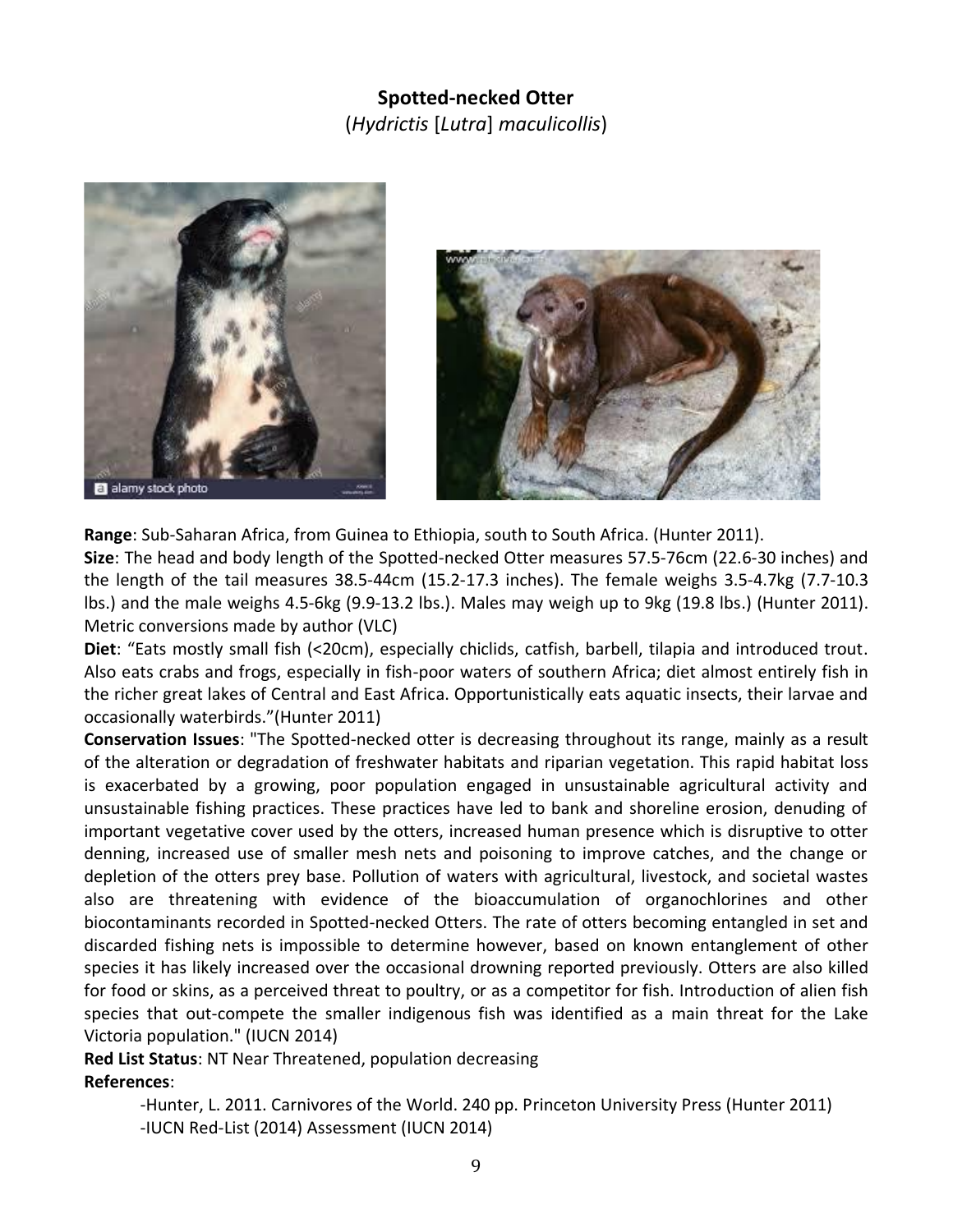**Spotted-necked Otter**
(*Hydrictis* [*Lutra*] *maculicollis*)

**Range**: Sub-Saharan Africa, from Guinea to Ethiopia, south to South Africa. (Hunter 2011).

**Size**: The head and body length of the Spotted-necked Otter measures 57.5-76cm (22.6-30 inches) and the length of the tail measures 38.5-44cm (15.2-17.3 inches). The female weighs 3.5-4.7kg (7.7-10.3 lbs.) and the male weighs 4.5-6kg (9.9-13.2 lbs.). Males may weigh up to 9kg (19.8 lbs.) (Hunter 2011). Metric conversions made by author (VLC)

**Diet**: "Eats mostly small fish (<20cm), especially chiclids, catfish, barbell, tilapia and introduced trout. Also eats crabs and frogs, especially in fish-poor waters of southern Africa; diet almost entirely fish in the richer great lakes of Central and East Africa. Opportunistically eats aquatic insects, their larvae and occasionally waterbirds."(Hunter 2011)

**Conservation Issues**: "The Spotted-necked otter is decreasing throughout its range, mainly as a result of the alteration or degradation of freshwater habitats and riparian vegetation. This rapid habitat loss is exacerbated by a growing, poor population engaged in unsustainable agricultural activity and unsustainable fishing practices. These practices have led to bank and shoreline erosion, denuding of important vegetative cover used by the otters, increased human presence which is disruptive to otter denning, increased use of smaller mesh nets and poisoning to improve catches, and the change or depletion of the otters prey base. Pollution of waters with agricultural, livestock, and societal wastes also are threatening with evidence of the bioaccumulation of organochlorines and other biocontaminants recorded in Spotted-necked Otters. The rate of otters becoming entangled in set and discarded fishing nets is impossible to determine however, based on known entanglement of other species it has likely increased over the occasional drowning reported previously. Otters are also killed for food or skins, as a perceived threat to poultry, or as a competitor for fish. Introduction of alien fish species that out-compete the smaller indigenous fish was identified as a main threat for the Lake Victoria population." (IUCN 2014)

**Red List Status**: NT Near Threatened, population decreasing

**References**:

-Hunter, L. 2011. Carnivores of the World. 240 pp. Princeton University Press (Hunter 2011)
-IUCN Red-List (2014) Assessment (IUCN 2014)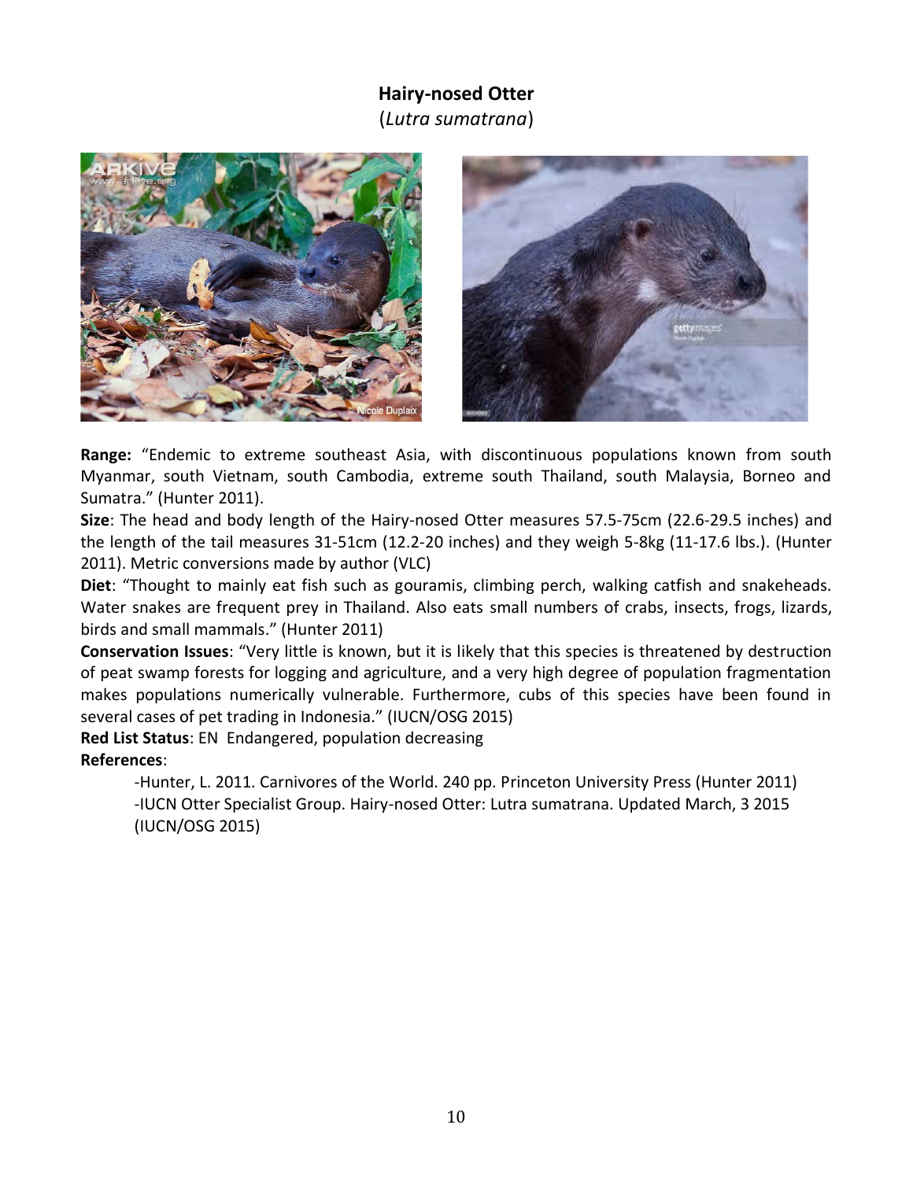# Hairy-nosed Otter

(*Lutra sumatrana*)

**Range:** "Endemic to extreme southeast Asia, with discontinuous populations known from south Myanmar, south Vietnam, south Cambodia, extreme south Thailand, south Malaysia, Borneo and Sumatra." (Hunter 2011).

**Size**: The head and body length of the Hairy-nosed Otter measures 57.5-75cm (22.6-29.5 inches) and the length of the tail measures 31-51cm (12.2-20 inches) and they weigh 5-8kg (11-17.6 lbs.). (Hunter 2011). Metric conversions made by author (VLC)

**Diet**: "Thought to mainly eat fish such as gouramis, climbing perch, walking catfish and snakeheads. Water snakes are frequent prey in Thailand. Also eats small numbers of crabs, insects, frogs, lizards, birds and small mammals." (Hunter 2011)

**Conservation Issues**: "Very little is known, but it is likely that this species is threatened by destruction of peat swamp forests for logging and agriculture, and a very high degree of population fragmentation makes populations numerically vulnerable. Furthermore, cubs of this species have been found in several cases of pet trading in Indonesia." (IUCN/OSG 2015)

**Red List Status**: EN Endangered, population decreasing

**References**:

-Hunter, L. 2011. Carnivores of the World. 240 pp. Princeton University Press (Hunter 2011)

-IUCN Otter Specialist Group. Hairy-nosed Otter: Lutra sumatrana. Updated March, 3 2015 (IUCN/OSG 2015)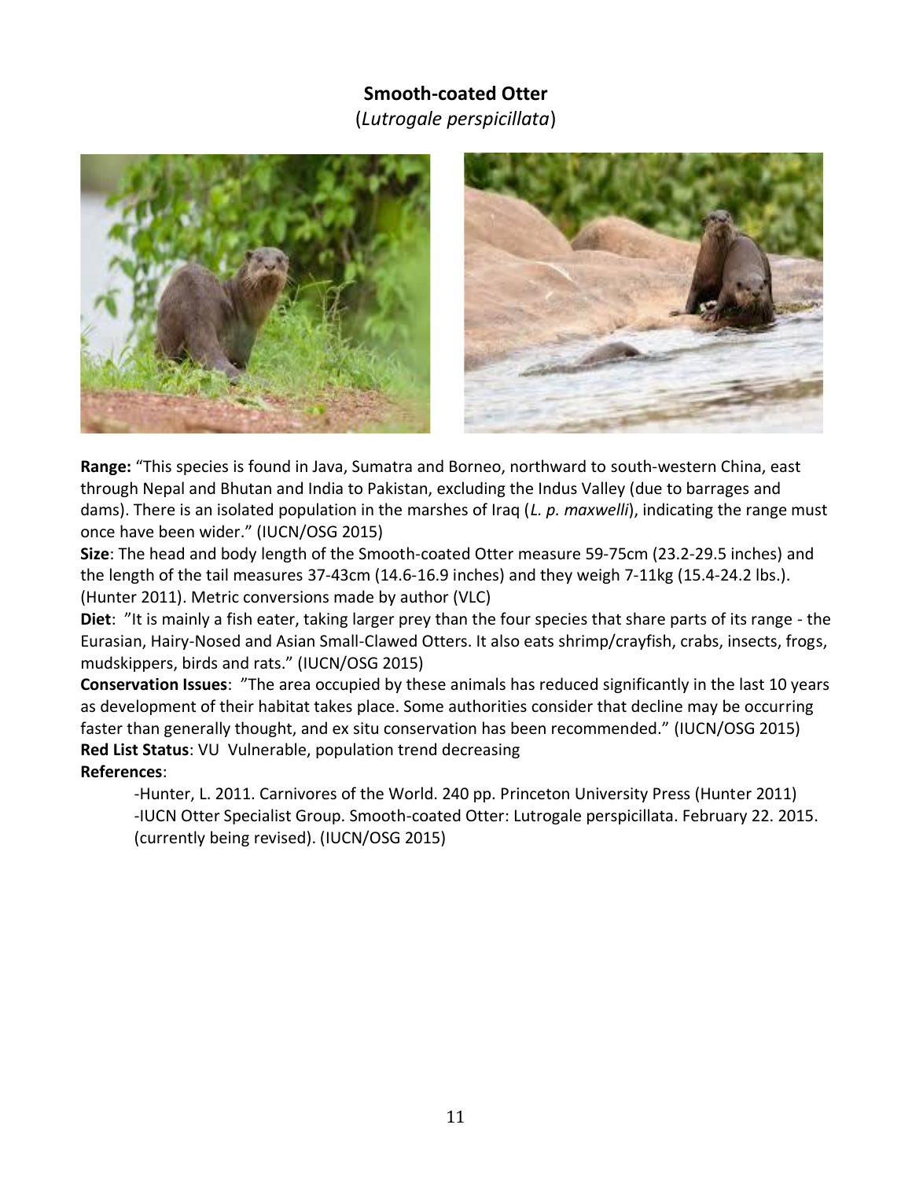## Smooth-coated Otter

(*Lutrogale perspicillata*)

**Range:** "This species is found in Java, Sumatra and Borneo, northward to south-western China, east through Nepal and Bhutan and India to Pakistan, excluding the Indus Valley (due to barrages and dams). There is an isolated population in the marshes of Iraq (*L. p. maxwelli*), indicating the range must once have been wider." (IUCN/OSG 2015)

**Size**: The head and body length of the Smooth-coated Otter measure 59-75cm (23.2-29.5 inches) and the length of the tail measures 37-43cm (14.6-16.9 inches) and they weigh 7-11kg (15.4-24.2 lbs.). (Hunter 2011). Metric conversions made by author (VLC)

**Diet**: "It is mainly a fish eater, taking larger prey than the four species that share parts of its range - the Eurasian, Hairy-Nosed and Asian Small-Clawed Otters. It also eats shrimp/crayfish, crabs, insects, frogs, mudskippers, birds and rats." (IUCN/OSG 2015)

**Conservation Issues**: "The area occupied by these animals has reduced significantly in the last 10 years as development of their habitat takes place. Some authorities consider that decline may be occurring faster than generally thought, and ex situ conservation has been recommended." (IUCN/OSG 2015)

**Red List Status**: VU Vulnerable, population trend decreasing

**References**:

-Hunter, L. 2011. Carnivores of the World. 240 pp. Princeton University Press (Hunter 2011)

-IUCN Otter Specialist Group. Smooth-coated Otter: Lutrogale perspicillata. February 22. 2015. (currently being revised). (IUCN/OSG 2015)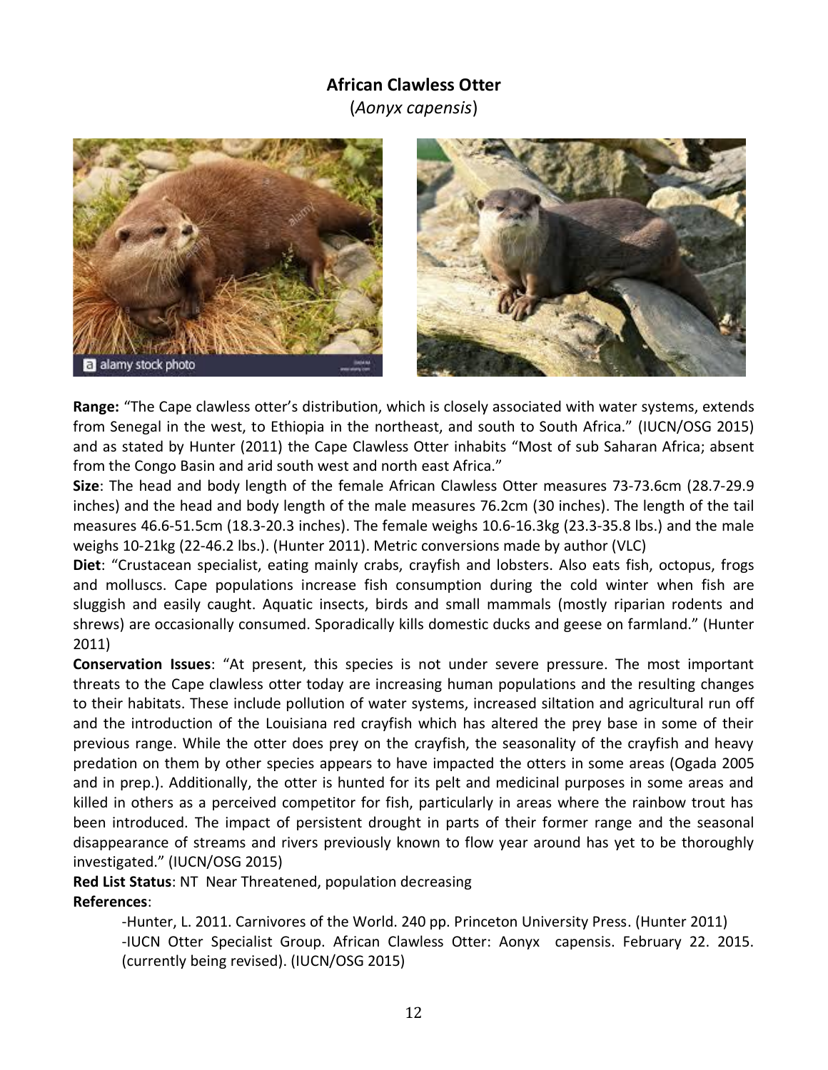## African Clawless Otter

(*Aonyx capensis*)

**Range:** "The Cape clawless otter's distribution, which is closely associated with water systems, extends from Senegal in the west, to Ethiopia in the northeast, and south to South Africa." (IUCN/OSG 2015) and as stated by Hunter (2011) the Cape Clawless Otter inhabits "Most of sub Saharan Africa; absent from the Congo Basin and arid south west and north east Africa."

**Size**: The head and body length of the female African Clawless Otter measures 73-73.6cm (28.7-29.9 inches) and the head and body length of the male measures 76.2cm (30 inches). The length of the tail measures 46.6-51.5cm (18.3-20.3 inches). The female weighs 10.6-16.3kg (23.3-35.8 lbs.) and the male weighs 10-21kg (22-46.2 lbs.). (Hunter 2011). Metric conversions made by author (VLC)

**Diet**: "Crustacean specialist, eating mainly crabs, crayfish and lobsters. Also eats fish, octopus, frogs and molluscs. Cape populations increase fish consumption during the cold winter when fish are sluggish and easily caught. Aquatic insects, birds and small mammals (mostly riparian rodents and shrews) are occasionally consumed. Sporadically kills domestic ducks and geese on farmland." (Hunter 2011)

**Conservation Issues**: "At present, this species is not under severe pressure. The most important threats to the Cape clawless otter today are increasing human populations and the resulting changes to their habitats. These include pollution of water systems, increased siltation and agricultural run off and the introduction of the Louisiana red crayfish which has altered the prey base in some of their previous range. While the otter does prey on the crayfish, the seasonality of the crayfish and heavy predation on them by other species appears to have impacted the otters in some areas (Ogada 2005 and in prep.). Additionally, the otter is hunted for its pelt and medicinal purposes in some areas and killed in others as a perceived competitor for fish, particularly in areas where the rainbow trout has been introduced. The impact of persistent drought in parts of their former range and the seasonal disappearance of streams and rivers previously known to flow year around has yet to be thoroughly investigated." (IUCN/OSG 2015)

**Red List Status**: NT Near Threatened, population decreasing

**References**:

- Hunter, L. 2011. Carnivores of the World. 240 pp. Princeton University Press. (Hunter 2011)
- IUCN Otter Specialist Group. African Clawless Otter: Aonyx capensis. February 22. 2015. (currently being revised). (IUCN/OSG 2015)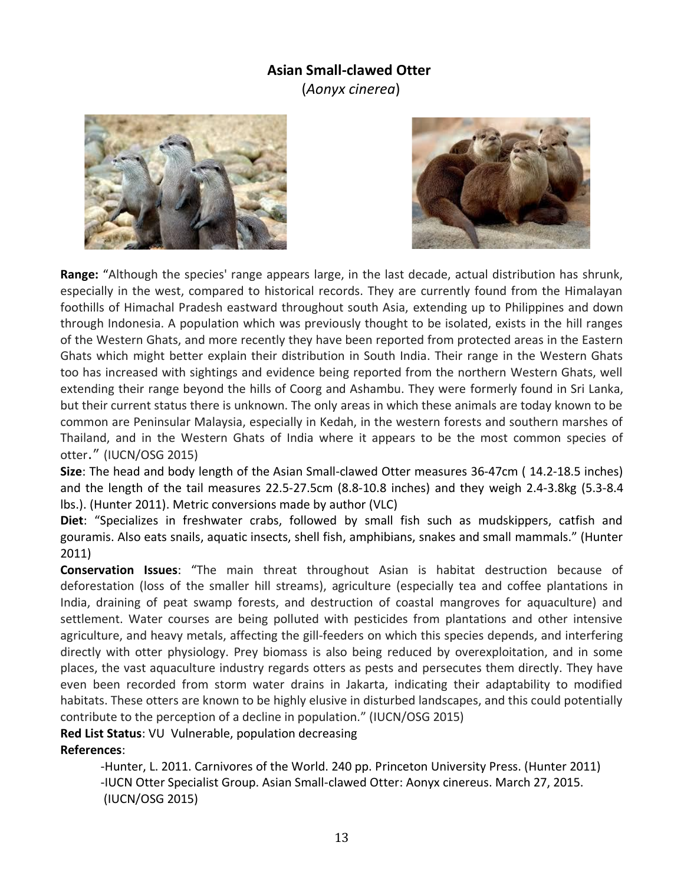# Asian Small-clawed Otter

(*Aonyx cinerea*)

**Range:** "Although the species' range appears large, in the last decade, actual distribution has shrunk, especially in the west, compared to historical records. They are currently found from the Himalayan foothills of Himachal Pradesh eastward throughout south Asia, extending up to Philippines and down through Indonesia. A population which was previously thought to be isolated, exists in the hill ranges of the Western Ghats, and more recently they have been reported from protected areas in the Eastern Ghats which might better explain their distribution in South India. Their range in the Western Ghats too has increased with sightings and evidence being reported from the northern Western Ghats, well extending their range beyond the hills of Coorg and Ashambu. They were formerly found in Sri Lanka, but their current status there is unknown. The only areas in which these animals are today known to be common are Peninsular Malaysia, especially in Kedah, in the western forests and southern marshes of Thailand, and in the Western Ghats of India where it appears to be the most common species of otter." (IUCN/OSG 2015)

**Size**: The head and body length of the Asian Small-clawed Otter measures 36-47cm ( 14.2-18.5 inches) and the length of the tail measures 22.5-27.5cm (8.8-10.8 inches) and they weigh 2.4-3.8kg (5.3-8.4 lbs.). (Hunter 2011). Metric conversions made by author (VLC)

**Diet**: "Specializes in freshwater crabs, followed by small fish such as mudskippers, catfish and gouramis. Also eats snails, aquatic insects, shell fish, amphibians, snakes and small mammals." (Hunter 2011)

**Conservation Issues**: "The main threat throughout Asian is habitat destruction because of deforestation (loss of the smaller hill streams), agriculture (especially tea and coffee plantations in India, draining of peat swamp forests, and destruction of coastal mangroves for aquaculture) and settlement. Water courses are being polluted with pesticides from plantations and other intensive agriculture, and heavy metals, affecting the gill-feeders on which this species depends, and interfering directly with otter physiology. Prey biomass is also being reduced by overexploitation, and in some places, the vast aquaculture industry regards otters as pests and persecutes them directly. They have even been recorded from storm water drains in Jakarta, indicating their adaptability to modified habitats. These otters are known to be highly elusive in disturbed landscapes, and this could potentially contribute to the perception of a decline in population." (IUCN/OSG 2015)

**Red List Status**: VU Vulnerable, population decreasing

**References**:

-Hunter, L. 2011. Carnivores of the World. 240 pp. Princeton University Press. (Hunter 2011)

-IUCN Otter Specialist Group. Asian Small-clawed Otter: Aonyx cinereus. March 27, 2015. (IUCN/OSG 2015)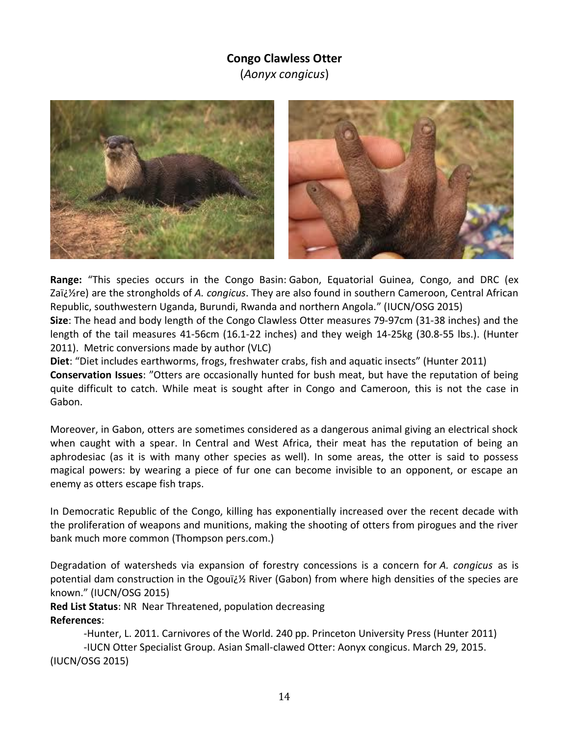**Congo Clawless Otter**
(*Aonyx congicus*)

**Range:** "This species occurs in the Congo Basin: Gabon, Equatorial Guinea, Congo, and DRC (ex Zaï¿½re) are the strongholds of *A. congicus*. They are also found in southern Cameroon, Central African Republic, southwestern Uganda, Burundi, Rwanda and northern Angola." (IUCN/OSG 2015)

**Size**: The head and body length of the Congo Clawless Otter measures 79-97cm (31-38 inches) and the length of the tail measures 41-56cm (16.1-22 inches) and they weigh 14-25kg (30.8-55 lbs.). (Hunter 2011). Metric conversions made by author (VLC)

**Diet**: "Diet includes earthworms, frogs, freshwater crabs, fish and aquatic insects" (Hunter 2011)

**Conservation Issues**: "Otters are occasionally hunted for bush meat, but have the reputation of being quite difficult to catch. While meat is sought after in Congo and Cameroon, this is not the case in Gabon.

Moreover, in Gabon, otters are sometimes considered as a dangerous animal giving an electrical shock when caught with a spear. In Central and West Africa, their meat has the reputation of being an aphrodesiac (as it is with many other species as well). In some areas, the otter is said to possess magical powers: by wearing a piece of fur one can become invisible to an opponent, or escape an enemy as otters escape fish traps.

In Democratic Republic of the Congo, killing has exponentially increased over the recent decade with the proliferation of weapons and munitions, making the shooting of otters from pirogues and the river bank much more common (Thompson pers.com.)

Degradation of watersheds via expansion of forestry concessions is a concern for *A. congicus* as is potential dam construction in the Ogouï¿½ River (Gabon) from where high densities of the species are known." (IUCN/OSG 2015)

**Red List Status**: NR Near Threatened, population decreasing

**References**:

-Hunter, L. 2011. Carnivores of the World. 240 pp. Princeton University Press (Hunter 2011)

-IUCN Otter Specialist Group. Asian Small-clawed Otter: Aonyx congicus. March 29, 2015. (IUCN/OSG 2015)